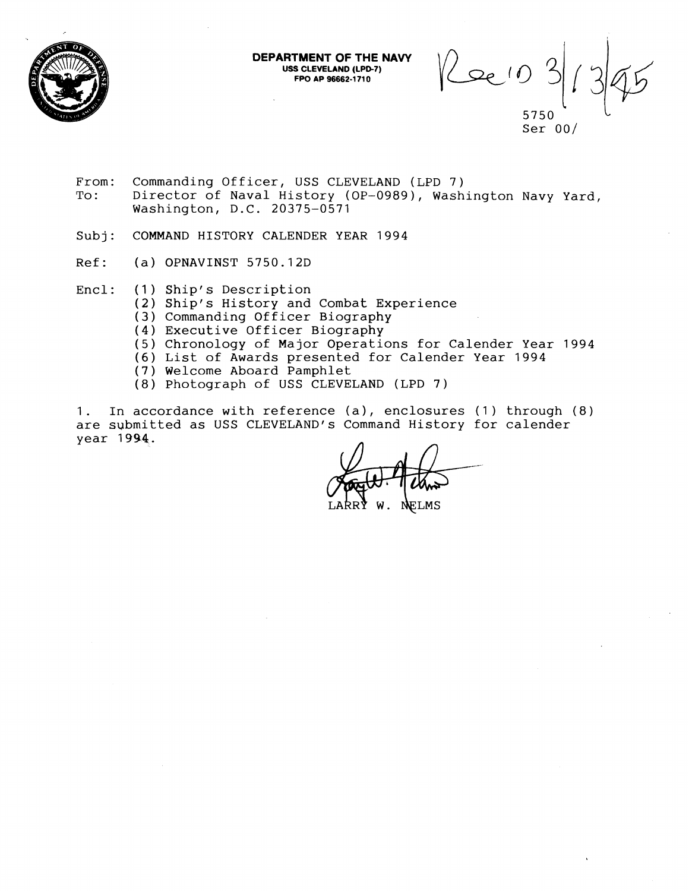**DEPARTMENT OF THE NAVY**
**USS CLEVELAND (LPD-7)**
**FPO AP 96662-1710**

Rec'd 3/13/95

5750
Ser 00/

From: Commanding Officer, USS CLEVELAND (LPD 7)
To: Director of Naval History (OP-0989), Washington Navy Yard, Washington, D.C. 20375-0571

Subj: COMMAND HISTORY CALENDER YEAR 1994

Ref: (a) OPNAVINST 5750.12D

Encl: (1) Ship's Description
(2) Ship's History and Combat Experience
(3) Commanding Officer Biography
(4) Executive Officer Biography
(5) Chronology of Major Operations for Calender Year 1994
(6) List of Awards presented for Calender Year 1994
(7) Welcome Aboard Pamphlet
(8) Photograph of USS CLEVELAND (LPD 7)

1. In accordance with reference (a), enclosures (1) through (8) are submitted as USS CLEVELAND's Command History for calender year 1994.

LARRY W. NELMS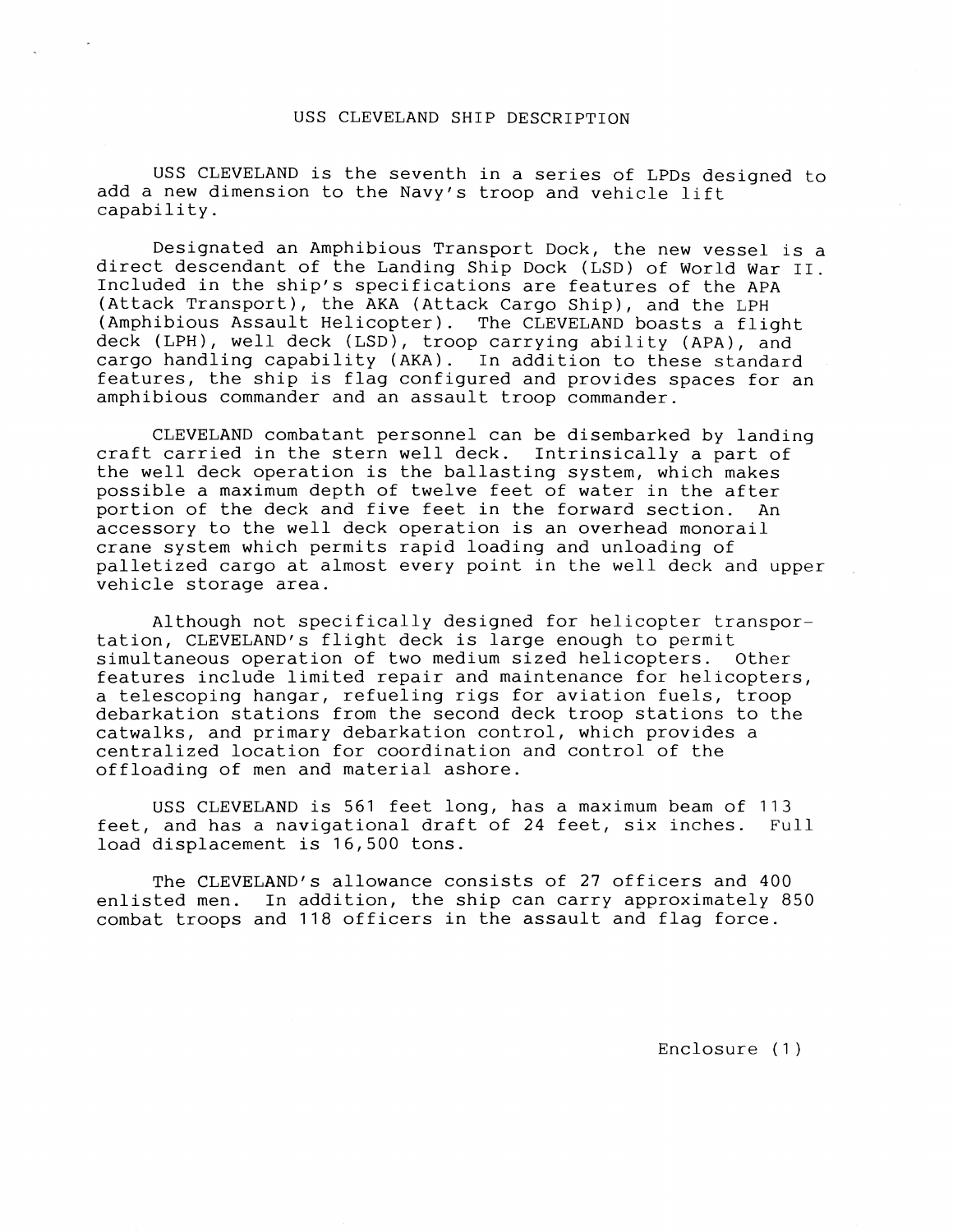# USS CLEVELAND SHIP DESCRIPTION

USS CLEVELAND is the seventh in a series of LPDs designed to add a new dimension to the Navy's troop and vehicle lift capability.

Designated an Amphibious Transport Dock, the new vessel is a direct descendant of the Landing Ship Dock (LSD) of World War II. Included in the ship's specifications are features of the APA (Attack Transport), the AKA (Attack Cargo Ship), and the LPH (Amphibious Assault Helicopter). The CLEVELAND boasts a flight deck (LPH), well deck (LSD), troop carrying ability (APA), and cargo handling capability (AKA). In addition to these standard features, the ship is flag configured and provides spaces for an amphibious commander and an assault troop commander.

CLEVELAND combatant personnel can be disembarked by landing craft carried in the stern well deck. Intrinsically a part of the well deck operation is the ballasting system, which makes possible a maximum depth of twelve feet of water in the after portion of the deck and five feet in the forward section. An accessory to the well deck operation is an overhead monorail crane system which permits rapid loading and unloading of palletized cargo at almost every point in the well deck and upper vehicle storage area.

Although not specifically designed for helicopter transportation, CLEVELAND'S flight deck is large enough to permit simultaneous operation of two medium sized helicopters. Other features include limited repair and maintenance for helicopters, a telescoping hangar, refueling rigs for aviation fuels, troop debarkation stations from the second deck troop stations to the catwalks, and primary debarkation control, which provides a centralized location for coordination and control of the offloading of men and material ashore.

USS CLEVELAND is 561 feet long, has a maximum beam of 113 feet, and has a navigational draft of 24 feet, six inches. Full load displacement is 16,500 tons.

The CLEVELAND's allowance consists of 27 officers and 400 enlisted men. In addition, the ship can carry approximately 850 combat troops and 118 officers in the assault and flag force.

Enclosure (1)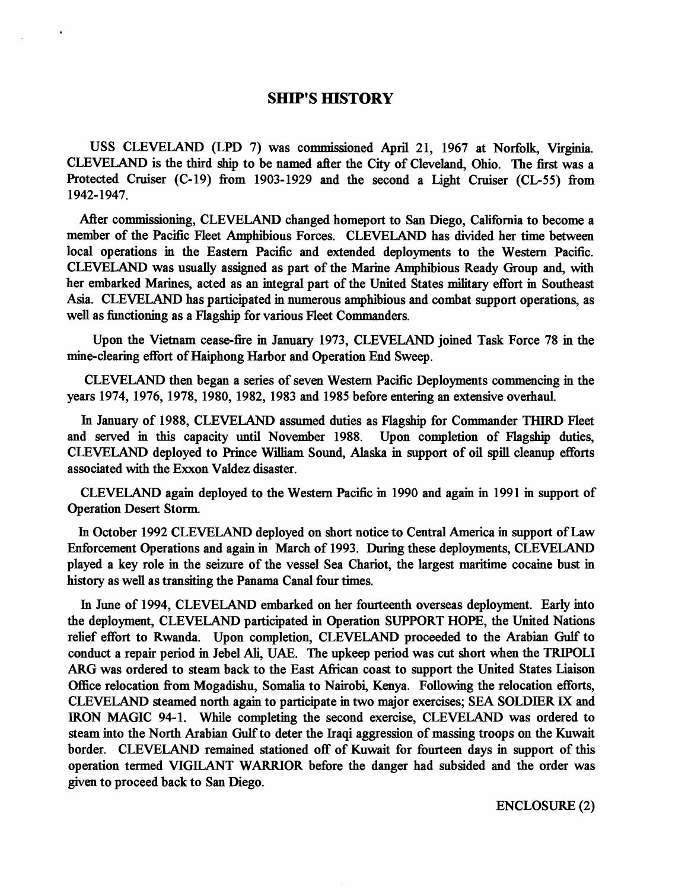## SHIP'S HISTORY

USS CLEVELAND (LPD 7) was commissioned April 21, 1967 at Norfolk, Virginia. CLEVELAND is the third ship to be named after the City of Cleveland, Ohio. The first was a Protected Cruiser (C-19) from 1903-1929 and the second a Light Cruiser (CL-55) from 1942-1947.

After commissioning, CLEVELAND changed homeport to San Diego, California to become a member of the Pacific Fleet Amphibious Forces. CLEVELAND has divided her time between local operations in the Eastern Pacific and extended deployments to the Western Pacific. CLEVELAND was usually assigned as part of the Marine Amphibious Ready Group and, with her embarked Marines, acted as an integral part of the United States military effort in Southeast Asia. CLEVELAND has participated in numerous amphibious and combat support operations, as well as functioning as a Flagship for various Fleet Commanders.

Upon the Vietnam cease-fire in January 1973, CLEVELAND joined Task Force 78 in the mine-clearing effort of Haiphong Harbor and Operation End Sweep.

CLEVELAND then began a series of seven Western Pacific Deployments commencing in the years 1974, 1976, 1978, 1980, 1982, 1983 and 1985 before entering an extensive overhaul.

In January of 1988, CLEVELAND assumed duties as Flagship for Commander THIRD Fleet and served in this capacity until November 1988. Upon completion of Flagship duties, CLEVELAND deployed to Prince William Sound, Alaska in support of oil spill cleanup efforts associated with the Exxon Valdez disaster.

CLEVELAND again deployed to the Western Pacific in 1990 and again in 1991 in support of Operation Desert Storm.

In October 1992 CLEVELAND deployed on short notice to Central America in support of Law Enforcement Operations and again in March of 1993. During these deployments, CLEVELAND played a key role in the seizure of the vessel Sea Chariot, the largest maritime cocaine bust in history as well as transiting the Panama Canal four times.

In June of 1994, CLEVELAND embarked on her fourteenth overseas deployment. Early into the deployment, CLEVELAND participated in Operation SUPPORT HOPE, the United Nations relief effort to Rwanda. Upon completion, CLEVELAND proceeded to the Arabian Gulf to conduct a repair period in Jebel Ali, UAE. The upkeep period was cut short when the TRIPOLI ARG was ordered to steam back to the East African coast to support the United States Liaison Office relocation from Mogadishu, Somalia to Nairobi, Kenya. Following the relocation efforts, CLEVELAND steamed north again to participate in two major exercises; SEA SOLDIER IX and IRON MAGIC 94-1. While completing the second exercise, CLEVELAND was ordered to steam into the North Arabian Gulf to deter the Iraqi aggression of massing troops on the Kuwait border. CLEVELAND remained stationed off of Kuwait for fourteen days in support of this operation termed VIGILANT WARRIOR before the danger had subsided and the order was given to proceed back to San Diego.

ENCLOSURE (2)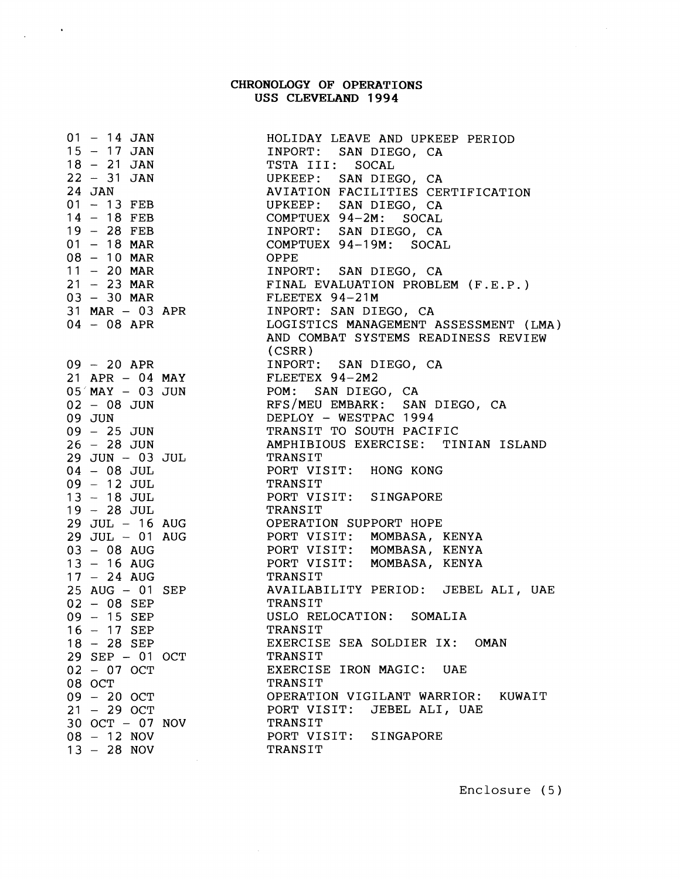**CHRONOLOGY OF OPERATIONS**
**USS CLEVELAND 1994**

| | |
|---|---|
| 01 - 14 JAN | HOLIDAY LEAVE AND UPKEEP PERIOD |
| 15 - 17 JAN | INPORT: SAN DIEGO, CA |
| 18 - 21 JAN | TSTA III: SOCAL |
| 22 - 31 JAN | UPKEEP: SAN DIEGO, CA |
| 24 JAN | AVIATION FACILITIES CERTIFICATION |
| 01 - 13 FEB | UPKEEP: SAN DIEGO, CA |
| 14 - 18 FEB | COMPTUEX 94-2M: SOCAL |
| 19 - 28 FEB | INPORT: SAN DIEGO, CA |
| 01 - 18 MAR | COMPTUEX 94-19M: SOCAL |
| 08 - 10 MAR | OPPE |
| 11 - 20 MAR | INPORT: SAN DIEGO, CA |
| 21 - 23 MAR | FINAL EVALUATION PROBLEM (F.E.P.) |
| 03 - 30 MAR | FLEETEX 94-21M |
| 31 MAR - 03 APR | INPORT: SAN DIEGO, CA |
| 04 - 08 APR | LOGISTICS MANAGEMENT ASSESSMENT (LMA) AND COMBAT SYSTEMS READINESS REVIEW (CSRR) |
| 09 - 20 APR | INPORT: SAN DIEGO, CA |
| 21 APR - 04 MAY | FLEETEX 94-2M2 |
| 05 MAY - 03 JUN | POM: SAN DIEGO, CA |
| 02 - 08 JUN | RFS/MEU EMBARK: SAN DIEGO, CA |
| 09 JUN | DEPLOY - WESTPAC 1994 |
| 09 - 25 JUN | TRANSIT TO SOUTH PACIFIC |
| 26 - 28 JUN | AMPHIBIOUS EXERCISE: TINIAN ISLAND |
| 29 JUN - 03 JUL | TRANSIT |
| 04 - 08 JUL | PORT VISIT: HONG KONG |
| 09 - 12 JUL | TRANSIT |
| 13 - 18 JUL | PORT VISIT: SINGAPORE |
| 19 - 28 JUL | TRANSIT |
| 29 JUL - 16 AUG | OPERATION SUPPORT HOPE |
| 29 JUL - 01 AUG | PORT VISIT: MOMBASA, KENYA |
| 03 - 08 AUG | PORT VISIT: MOMBASA, KENYA |
| 13 - 16 AUG | PORT VISIT: MOMBASA, KENYA |
| 17 - 24 AUG | TRANSIT |
| 25 AUG - 01 SEP | AVAILABILITY PERIOD: JEBEL ALI, UAE |
| 02 - 08 SEP | TRANSIT |
| 09 - 15 SEP | USLO RELOCATION: SOMALIA |
| 16 - 17 SEP | TRANSIT |
| 18 - 28 SEP | EXERCISE SEA SOLDIER IX: OMAN |
| 29 SEP - 01 OCT | TRANSIT |
| 02 - 07 OCT | EXERCISE IRON MAGIC: UAE |
| 08 OCT | TRANSIT |
| 09 - 20 OCT | OPERATION VIGILANT WARRIOR: KUWAIT |
| 21 - 29 OCT | PORT VISIT: JEBEL ALI, UAE |
| 30 OCT - 07 NOV | TRANSIT |
| 08 - 12 NOV | PORT VISIT: SINGAPORE |
| 13 - 28 NOV | TRANSIT |

Enclosure (5)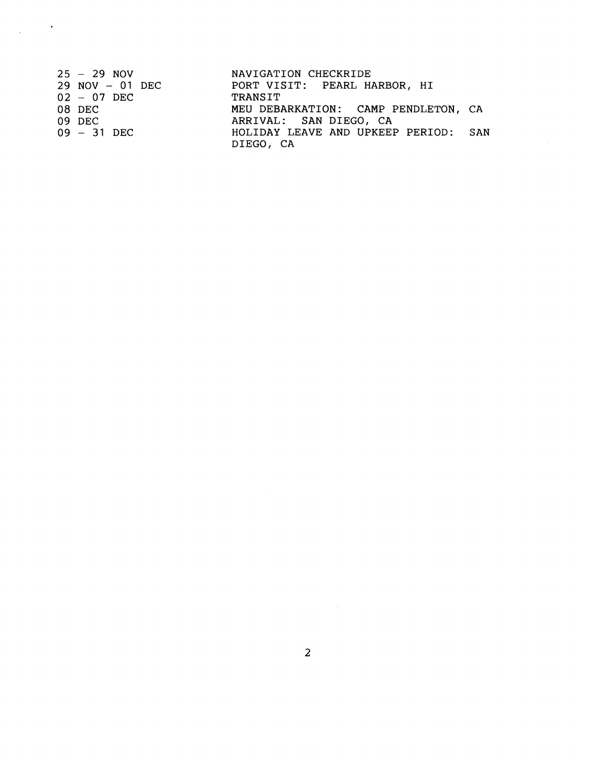| | |
|---|---|
| 25 – 29 NOV | NAVIGATION CHECKRIDE |
| 29 NOV – 01 DEC | PORT VISIT: PEARL HARBOR, HI |
| 02 – 07 DEC | TRANSIT |
| 08 DEC | MEU DEBARKATION: CAMP PENDLETON, CA |
| 09 DEC | ARRIVAL: SAN DIEGO, CA |
| 09 – 31 DEC | HOLIDAY LEAVE AND UPKEEP PERIOD: SAN DIEGO, CA |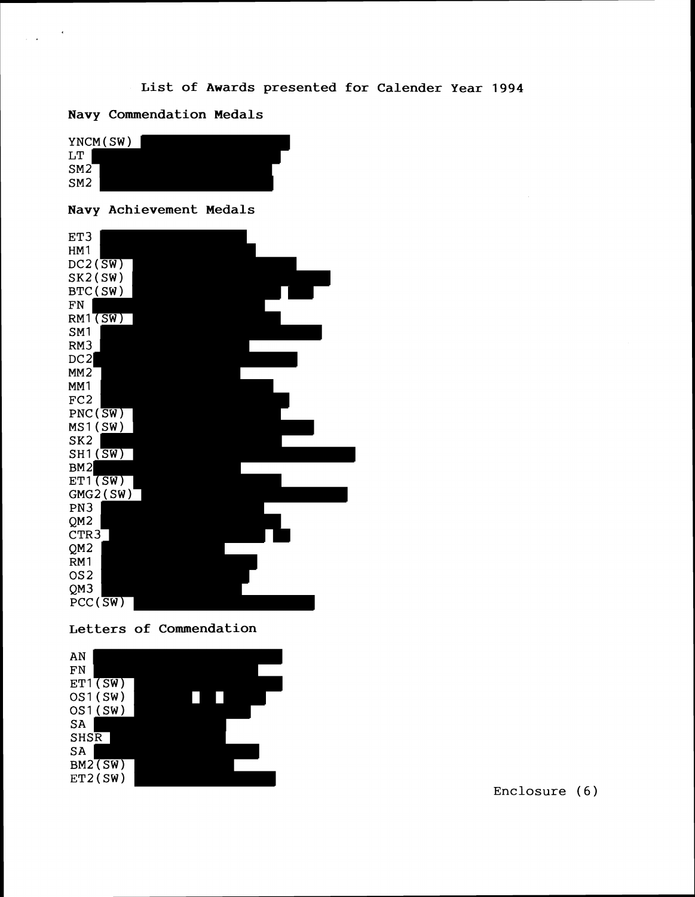List of Awards presented for Calender Year 1994

**Navy Commendation Medals**

YNCM(SW)
LT
SM2
SM2

**Navy Achievement Medals**

ET3
HM1
DC2(SW)
SK2(SW)
BTC(SW)
FN
RM1(SW)
SM1
RM3
DC2
MM2
MM1
FC2
PNC(SW)
MS1(SW)
SK2
SH1(SW)
BM2
ET1(SW)
GMG2(SW)
PN3
QM2
CTR3
QM2
RM1
OS2
QM3
PCC(SW)

**Letters of Commendation**

AN
FN
ET1(SW)
OS1(SW)
OS1(SW)
SA
SHSR
SA
BM2(SW)
ET2(SW)

Enclosure (6)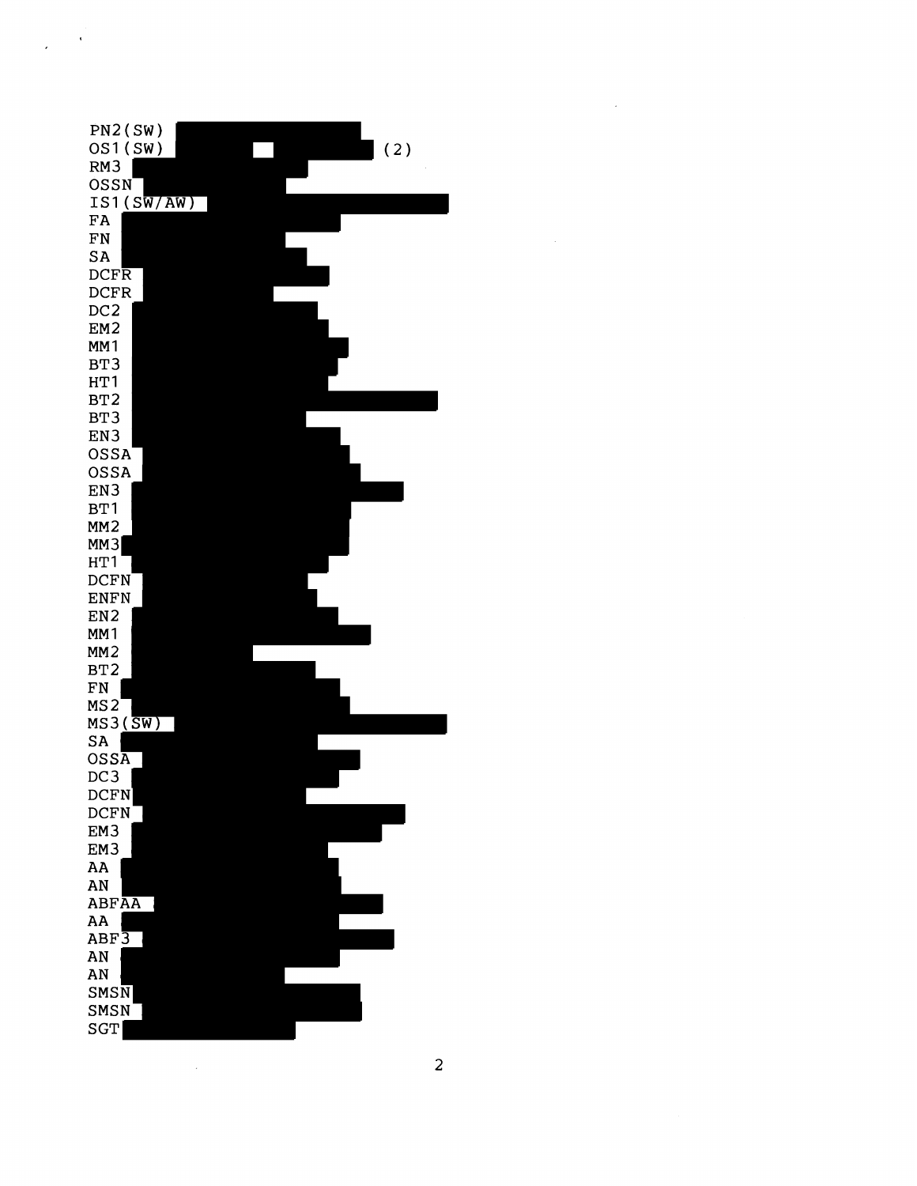PN2(SW)
OS1(SW) (2)
RM3
OSSN
IS1(SW/AW)
FA
FN
SA
DCFR
DCFR
DC2
EM2
MM1
BT3
HT1
BT2
BT3
EN3
OSSA
OSSA
EN3
BT1
MM2
MM3
HT1
DCFN
ENFN
EN2
MM1
MM2
BT2
FN
MS2
MS3(SW)
SA
OSSA
DC3
DCFN
DCFN
EM3
EM3
AA
AN
ABFAA
AA
ABF3
AN
AN
SMSN
SMSN
SGT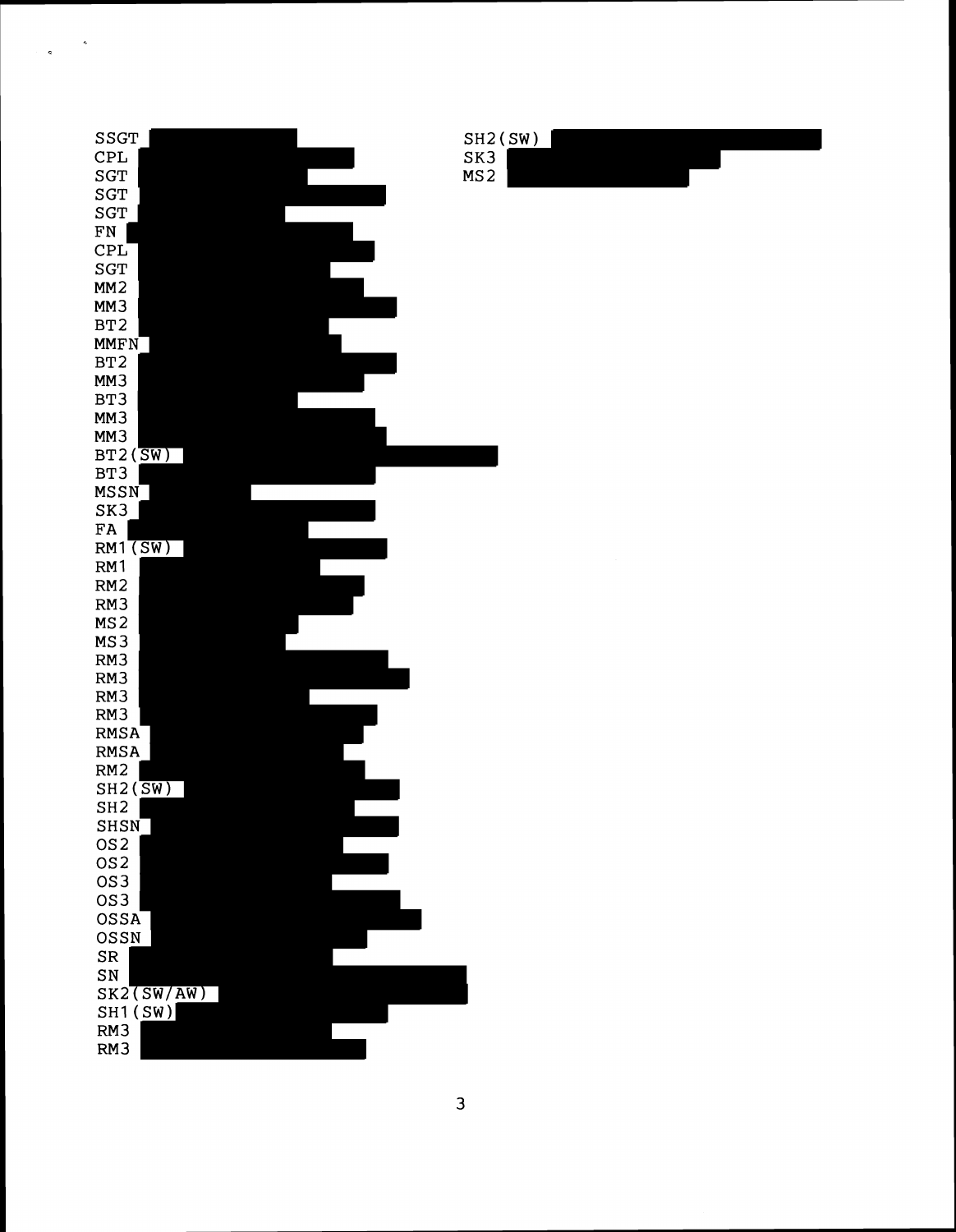SSGT

CPL

SGT

SGT

SGT

FN

CPL

SGT

MM2

MM3

BT2

MMFN

BT2

MM3

BT3

MM3

MM3

BT2(SW)

BT3

MSSN

SK3

FA

RM1(SW)

RM1

RM2

RM3

MS2

MS3

RM3

RM3

RM3

RM3

RMSA

RMSA

RM2

SH2(SW)

SH2

SHSN

OS2

OS2

OS3

OS3

OSSA

OSSN

SR

SN

SK2(SW/AW)

SH1(SW)

RM3

RM3

SH2(SW)

SK3

MS2